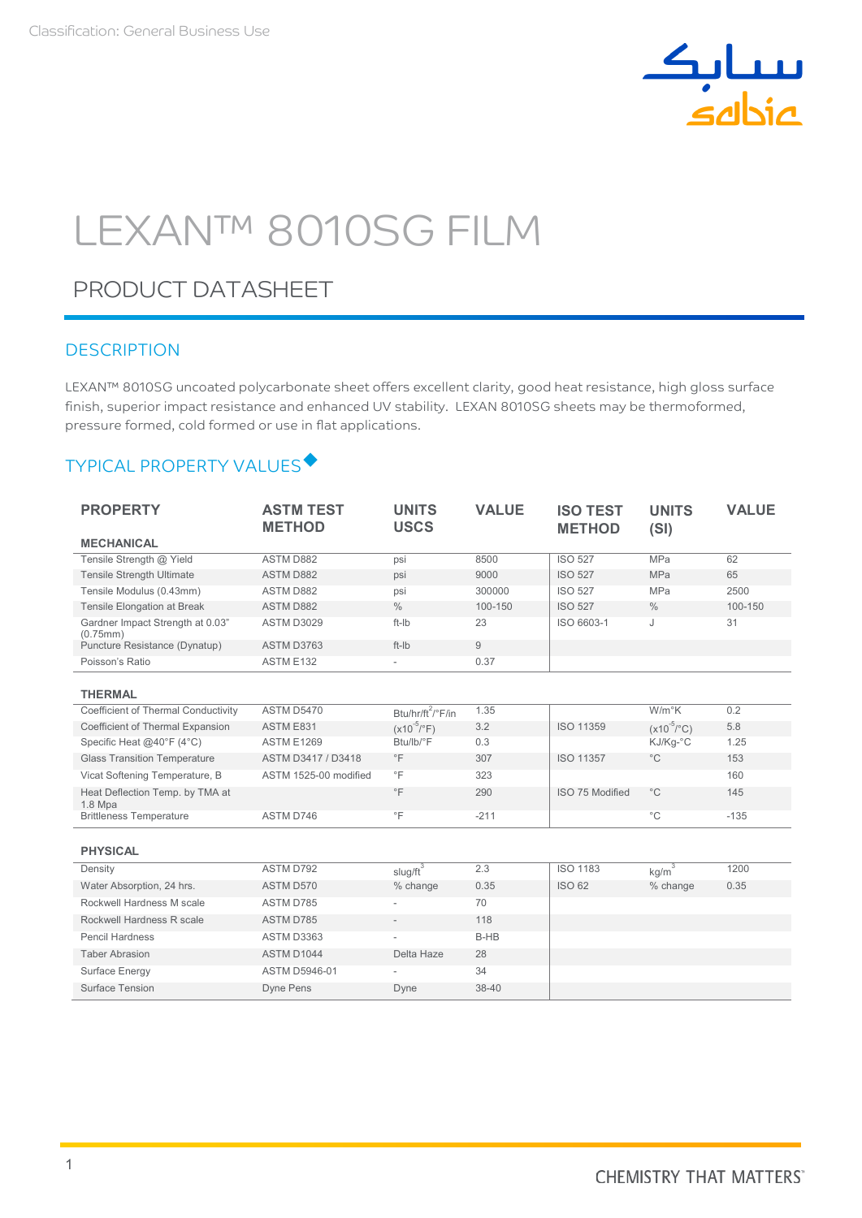Classification: General Business Use

# LEXAN™ 8010SG FILM

## PRODUCT DATASHEET

### DESCRIPTION

LEXAN™ 8010SG uncoated polycarbonate sheet offers excellent clarity, good heat resistance, high gloss surface finish, superior impact resistance and enhanced UV stability. LEXAN 8010SG sheets may be thermoformed, pressure formed, cold formed or use in flat applications.

### TYPICAL PROPERTY VALUES

| PROPERTY | ASTM TEST METHOD | UNITS USCS | VALUE | ISO TEST METHOD | UNITS (SI) | VALUE |
|---|---|---|---|---|---|---|
| **MECHANICAL** | | | | | | |
| Tensile Strength @ Yield | ASTM D882 | psi | 8500 | ISO 527 | MPa | 62 |
| Tensile Strength Ultimate | ASTM D882 | psi | 9000 | ISO 527 | MPa | 65 |
| Tensile Modulus (0.43mm) | ASTM D882 | psi | 300000 | ISO 527 | MPa | 2500 |
| Tensile Elongation at Break | ASTM D882 | % | 100-150 | ISO 527 | % | 100-150 |
| Gardner Impact Strength at 0.03" (0.75mm) | ASTM D3029 | ft-lb | 23 | ISO 6603-1 | J | 31 |
| Puncture Resistance (Dynatup) | ASTM D3763 | ft-lb | 9 | | | |
| Poisson's Ratio | ASTM E132 | - | 0.37 | | | |
| **THERMAL** | | | | | | |
| Coefficient of Thermal Conductivity | ASTM D5470 | Btu/hr/ft$^2$/°F/in | 1.35 | | W/m°K | 0.2 |
| Coefficient of Thermal Expansion | ASTM E831 | (x10$^{-5}$/°F) | 3.2 | ISO 11359 | (x10$^{-5}$/°C) | 5.8 |
| Specific Heat @40°F (4°C) | ASTM E1269 | Btu/lb/°F | 0.3 | | KJ/Kg-°C | 1.25 |
| Glass Transition Temperature | ASTM D3417 / D3418 | °F | 307 | ISO 11357 | °C | 153 |
| Vicat Softening Temperature, B | ASTM 1525-00 modified | °F | 323 | | | 160 |
| Heat Deflection Temp. by TMA at 1.8 Mpa | | °F | 290 | ISO 75 Modified | °C | 145 |
| Brittleness Temperature | ASTM D746 | °F | -211 | | °C | -135 |
| **PHYSICAL** | | | | | | |
| Density | ASTM D792 | slug/ft$^3$ | 2.3 | ISO 1183 | kg/m$^3$ | 1200 |
| Water Absorption, 24 hrs. | ASTM D570 | % change | 0.35 | ISO 62 | % change | 0.35 |
| Rockwell Hardness M scale | ASTM D785 | - | 70 | | | |
| Rockwell Hardness R scale | ASTM D785 | - | 118 | | | |
| Pencil Hardness | ASTM D3363 | - | B-HB | | | |
| Taber Abrasion | ASTM D1044 | Delta Haze | 28 | | | |
| Surface Energy | ASTM D5946-01 | - | 34 | | | |
| Surface Tension | Dyne Pens | Dyne | 38-40 | | | |

CHEMISTRY THAT MATTERS™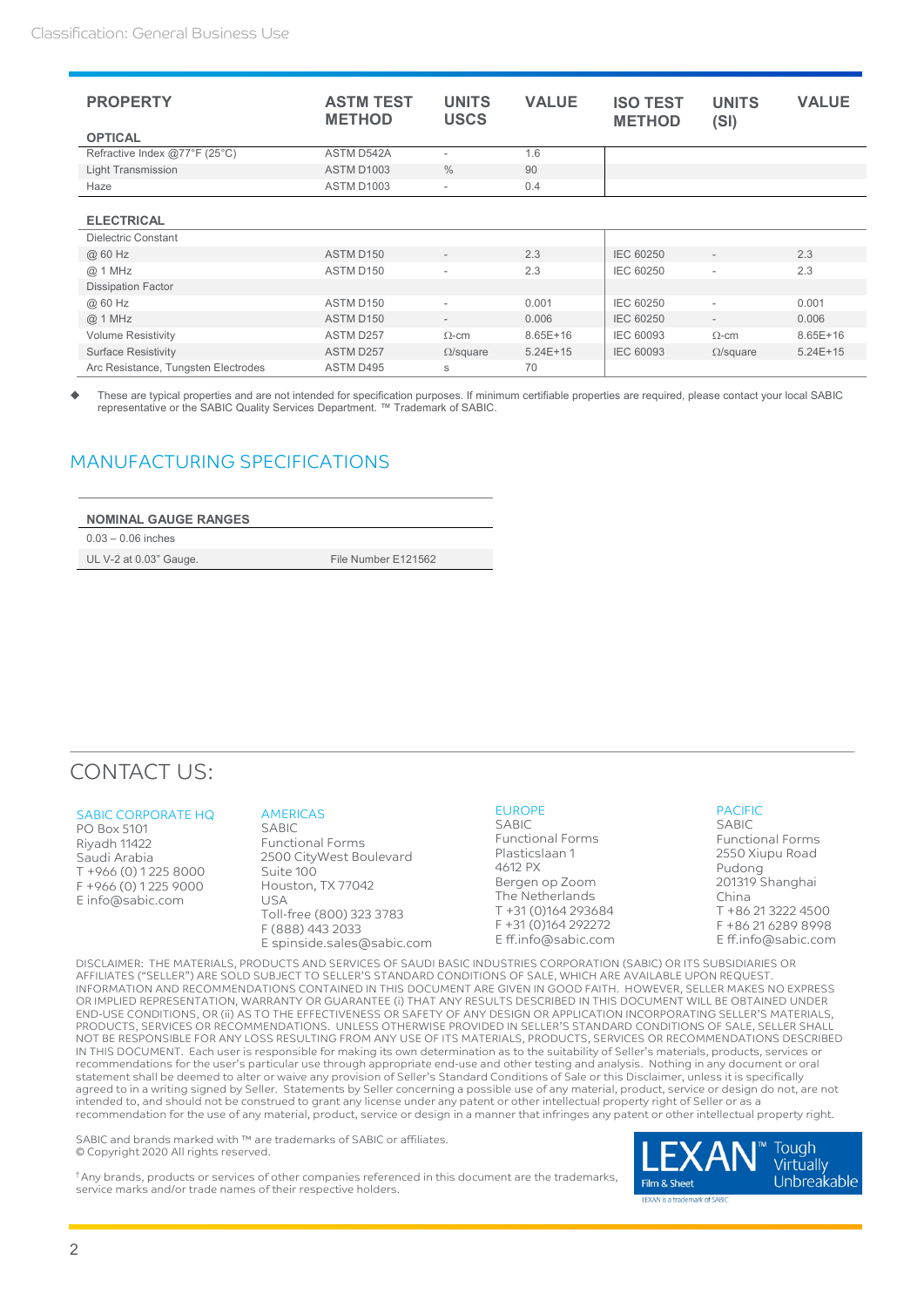Classification: General Business Use

| PROPERTY | ASTM TEST METHOD | UNITS USCS | VALUE | ISO TEST METHOD | UNITS (SI) | VALUE |
|---|---|---|---|---|---|---|
| **OPTICAL** | | | | | | |
| Refractive Index @77°F (25°C) | ASTM D542A | - | 1.6 | | | |
| Light Transmission | ASTM D1003 | % | 90 | | | |
| Haze | ASTM D1003 | - | 0.4 | | | |
| **ELECTRICAL** | | | | | | |
| Dielectric Constant | | | | | | |
| @ 60 Hz | ASTM D150 | - | 2.3 | IEC 60250 | - | 2.3 |
| @ 1 MHz | ASTM D150 | - | 2.3 | IEC 60250 | - | 2.3 |
| Dissipation Factor | | | | | | |
| @ 60 Hz | ASTM D150 | - | 0.001 | IEC 60250 | - | 0.001 |
| @ 1 MHz | ASTM D150 | - | 0.006 | IEC 60250 | - | 0.006 |
| Volume Resistivity | ASTM D257 | Ω-cm | 8.65E+16 | IEC 60093 | Ω-cm | 8.65E+16 |
| Surface Resistivity | ASTM D257 | Ω/square | 5.24E+15 | IEC 60093 | Ω/square | 5.24E+15 |
| Arc Resistance, Tungsten Electrodes | ASTM D495 | s | 70 | | | |

- These are typical properties and are not intended for specification purposes. If minimum certifiable properties are required, please contact your local SABIC representative or the SABIC Quality Services Department. ™ Trademark of SABIC.

## MANUFACTURING SPECIFICATIONS

| NOMINAL GAUGE RANGES | |
|---|---|
| 0.03 – 0.06 inches | |
| UL V-2 at 0.03" Gauge. | File Number E121562 |

## CONTACT US:

**SABIC CORPORATE HQ**
PO Box 5101
Riyadh 11422
Saudi Arabia
T +966 (0) 1 225 8000
F +966 (0) 1 225 9000
E info@sabic.com

**AMERICAS**
SABIC
Functional Forms
2500 CityWest Boulevard
Suite 100
Houston, TX 77042
USA
Toll-free (800) 323 3783
F (888) 443 2033
E spinside.sales@sabic.com

**EUROPE**
SABIC
Functional Forms
Plasticslaan 1
4612 PX
Bergen op Zoom
The Netherlands
T +31 (0)164 293684
F +31 (0)164 292272
E ff.info@sabic.com

**PACIFIC**
SABIC
Functional Forms
2550 Xiupu Road
Pudong
201319 Shanghai
China
T +86 21 3222 4500
F +86 21 6289 8998
E ff.info@sabic.com

DISCLAIMER: THE MATERIALS, PRODUCTS AND SERVICES OF SAUDI BASIC INDUSTRIES CORPORATION (SABIC) OR ITS SUBSIDIARIES OR AFFILIATES ("SELLER") ARE SOLD SUBJECT TO SELLER'S STANDARD CONDITIONS OF SALE, WHICH ARE AVAILABLE UPON REQUEST. INFORMATION AND RECOMMENDATIONS CONTAINED IN THIS DOCUMENT ARE GIVEN IN GOOD FAITH. HOWEVER, SELLER MAKES NO EXPRESS OR IMPLIED REPRESENTATION, WARRANTY OR GUARANTEE (i) THAT ANY RESULTS DESCRIBED IN THIS DOCUMENT WILL BE OBTAINED UNDER END-USE CONDITIONS, OR (ii) AS TO THE EFFECTIVENESS OR SAFETY OF ANY DESIGN OR APPLICATION INCORPORATING SELLER'S MATERIALS, PRODUCTS, SERVICES OR RECOMMENDATIONS. UNLESS OTHERWISE PROVIDED IN SELLER'S STANDARD CONDITIONS OF SALE, SELLER SHALL NOT BE RESPONSIBLE FOR ANY LOSS RESULTING FROM ANY USE OF ITS MATERIALS, PRODUCTS, SERVICES OR RECOMMENDATIONS DESCRIBED IN THIS DOCUMENT. Each user is responsible for making its own determination as to the suitability of Seller's materials, products, services or recommendations for the user's particular use through appropriate end-use and other testing and analysis. Nothing in any document or oral statement shall be deemed to alter or waive any provision of Seller's Standard Conditions of Sale or this Disclaimer, unless it is specifically agreed to in a writing signed by Seller. Statements by Seller concerning a possible use of any material, product, service or design do not, are not intended to, and should not be construed to grant any license under any patent or other intellectual property right of Seller or as a recommendation for the use of any material, product, service or design in a manner that infringes any patent or other intellectual property right.

SABIC and brands marked with ™ are trademarks of SABIC or affiliates.
© Copyright 2020 All rights reserved.

† Any brands, products or services of other companies referenced in this document are the trademarks, service marks and/or trade names of their respective holders.

LEXAN™ Film & Sheet — Tough Virtually Unbreakable
LEXAN is a trademark of SABIC